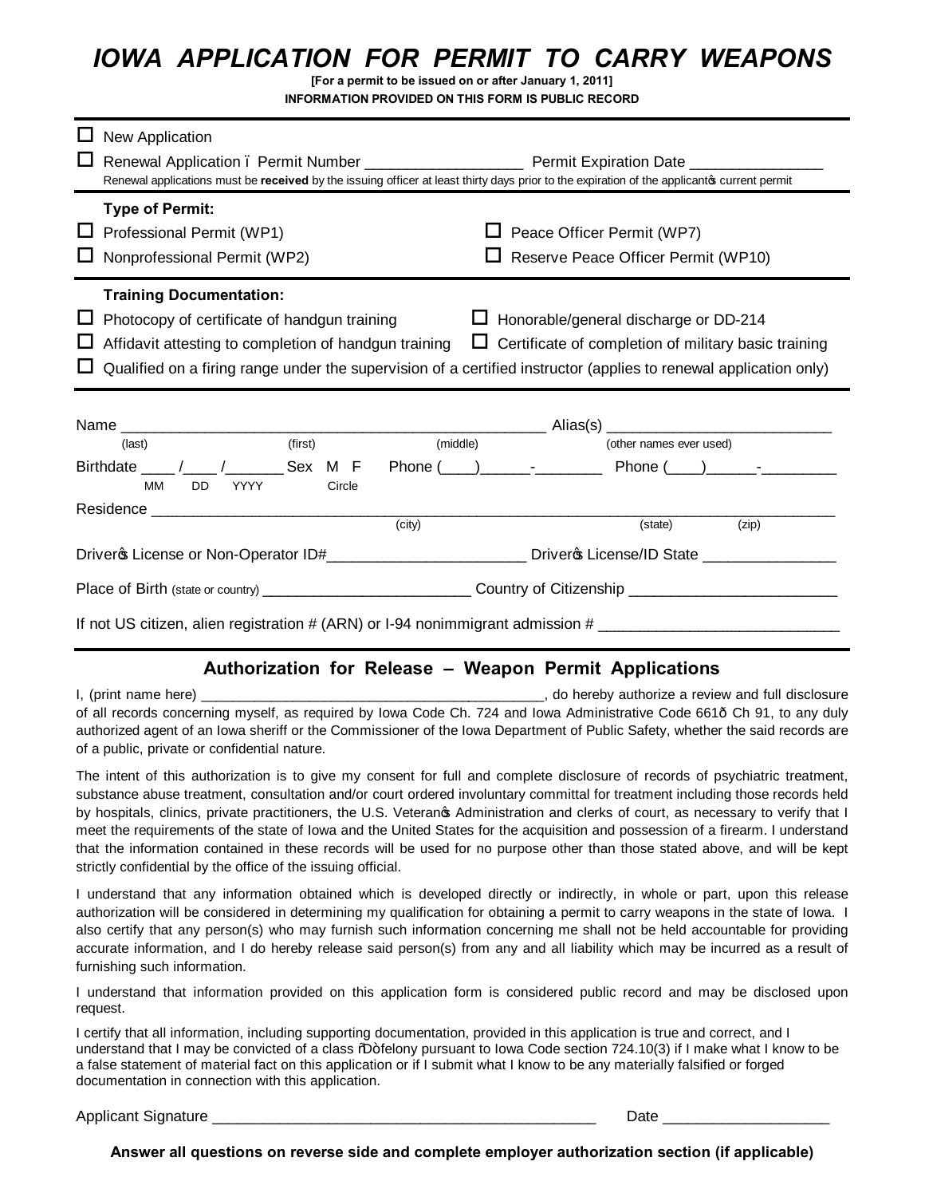# IOWA APPLICATION FOR PERMIT TO CARRY WEAPONS

**[For a permit to be issued on or after January 1, 2011]**

**INFORMATION PROVIDED ON THIS FORM IS PUBLIC RECORD**

☐ New Application

☐ Renewal Application – Permit Number ____________________ Permit Expiration Date ________________

Renewal applications must be **received** by the issuing officer at least thirty days prior to the expiration of the applicant's current permit

**Type of Permit:**

☐ Professional Permit (WP1) ☐ Peace Officer Permit (WP7)

☐ Nonprofessional Permit (WP2) ☐ Reserve Peace Officer Permit (WP10)

**Training Documentation:**

☐ Photocopy of certificate of handgun training ☐ Honorable/general discharge or DD-214

☐ Affidavit attesting to completion of handgun training ☐ Certificate of completion of military basic training

☐ Qualified on a firing range under the supervision of a certified instructor (applies to renewal application only)

Name ____________________________________________________ Alias(s) ___________________________
(last) (first) (middle) (other names ever used)

Birthdate ____ /____ /_______ Sex M F Phone (____)______-________ Phone (____)______-_________
MM DD YYYY Circle

Residence ______________________________________________________________________________
(city) (state) (zip)

Driver's License or Non-Operator ID#________________________ Driver's License/ID State ________________

Place of Birth (state or country) _________________________ Country of Citizenship ________________________

If not US citizen, alien registration # (ARN) or I-94 nonimmigrant admission # ____________________________

## Authorization for Release – Weapon Permit Applications

I, (print name here) _____________________________________________, do hereby authorize a review and full disclosure of all records concerning myself, as required by Iowa Code Ch. 724 and Iowa Administrative Code 661– Ch 91, to any duly authorized agent of an Iowa sheriff or the Commissioner of the Iowa Department of Public Safety, whether the said records are of a public, private or confidential nature.

The intent of this authorization is to give my consent for full and complete disclosure of records of psychiatric treatment, substance abuse treatment, consultation and/or court ordered involuntary committal for treatment including those records held by hospitals, clinics, private practitioners, the U.S. Veteran's Administration and clerks of court, as necessary to verify that I meet the requirements of the state of Iowa and the United States for the acquisition and possession of a firearm. I understand that the information contained in these records will be used for no purpose other than those stated above, and will be kept strictly confidential by the office of the issuing official.

I understand that any information obtained which is developed directly or indirectly, in whole or part, upon this release authorization will be considered in determining my qualification for obtaining a permit to carry weapons in the state of Iowa. I also certify that any person(s) who may furnish such information concerning me shall not be held accountable for providing accurate information, and I do hereby release said person(s) from any and all liability which may be incurred as a result of furnishing such information.

I understand that information provided on this application form is considered public record and may be disclosed upon request.

I certify that all information, including supporting documentation, provided in this application is true and correct, and I understand that I may be convicted of a class "D" felony pursuant to Iowa Code section 724.10(3) if I make what I know to be a false statement of material fact on this application or if I submit what I know to be any materially falsified or forged documentation in connection with this application.

Applicant Signature ________________________________________________ Date ____________________

**Answer all questions on reverse side and complete employer authorization section (if applicable)**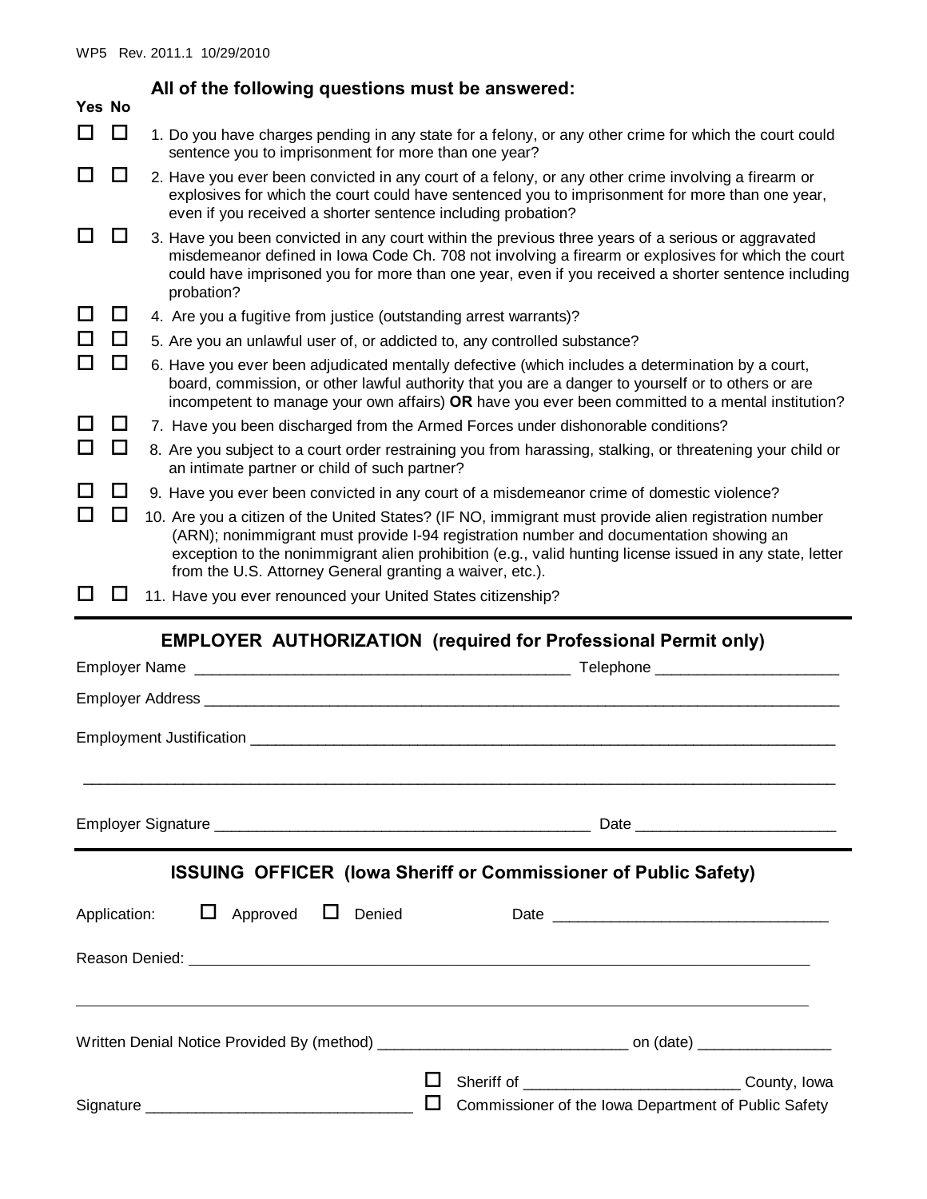WP5 Rev. 2011.1 10/29/2010

**All of the following questions must be answered:**

| Yes | No | |
|---|---|---|
| ☐ | ☐ | 1. Do you have charges pending in any state for a felony, or any other crime for which the court could sentence you to imprisonment for more than one year? |
| ☐ | ☐ | 2. Have you ever been convicted in any court of a felony, or any other crime involving a firearm or explosives for which the court could have sentenced you to imprisonment for more than one year, even if you received a shorter sentence including probation? |
| ☐ | ☐ | 3. Have you been convicted in any court within the previous three years of a serious or aggravated misdemeanor defined in Iowa Code Ch. 708 not involving a firearm or explosives for which the court could have imprisoned you for more than one year, even if you received a shorter sentence including probation? |
| ☐ | ☐ | 4. Are you a fugitive from justice (outstanding arrest warrants)? |
| ☐ | ☐ | 5. Are you an unlawful user of, or addicted to, any controlled substance? |
| ☐ | ☐ | 6. Have you ever been adjudicated mentally defective (which includes a determination by a court, board, commission, or other lawful authority that you are a danger to yourself or to others or are incompetent to manage your own affairs) **OR** have you ever been committed to a mental institution? |
| ☐ | ☐ | 7. Have you been discharged from the Armed Forces under dishonorable conditions? |
| ☐ | ☐ | 8. Are you subject to a court order restraining you from harassing, stalking, or threatening your child or an intimate partner or child of such partner? |
| ☐ | ☐ | 9. Have you ever been convicted in any court of a misdemeanor crime of domestic violence? |
| ☐ | ☐ | 10. Are you a citizen of the United States? (IF NO, immigrant must provide alien registration number (ARN); nonimmigrant must provide I-94 registration number and documentation showing an exception to the nonimmigrant alien prohibition (e.g., valid hunting license issued in any state, letter from the U.S. Attorney General granting a waiver, etc.). |
| ☐ | ☐ | 11. Have you ever renounced your United States citizenship? |

## EMPLOYER AUTHORIZATION (required for Professional Permit only)

Employer Name ______________________________________________ Telephone ______________________

Employer Address ____________________________________________________________________________

Employment Justification ______________________________________________________________________

_____________________________________________________________________________________________

Employer Signature ______________________________________________ Date ________________________

## ISSUING OFFICER (Iowa Sheriff or Commissioner of Public Safety)

Application: ☐ Approved ☐ Denied Date ________________________________

Reason Denied: ______________________________________________________________________________

_____________________________________________________________________________________________

Written Denial Notice Provided By (method) _____________________________ on (date) ________________

☐ Sheriff of __________________________ County, Iowa

Signature _______________________________ ☐ Commissioner of the Iowa Department of Public Safety